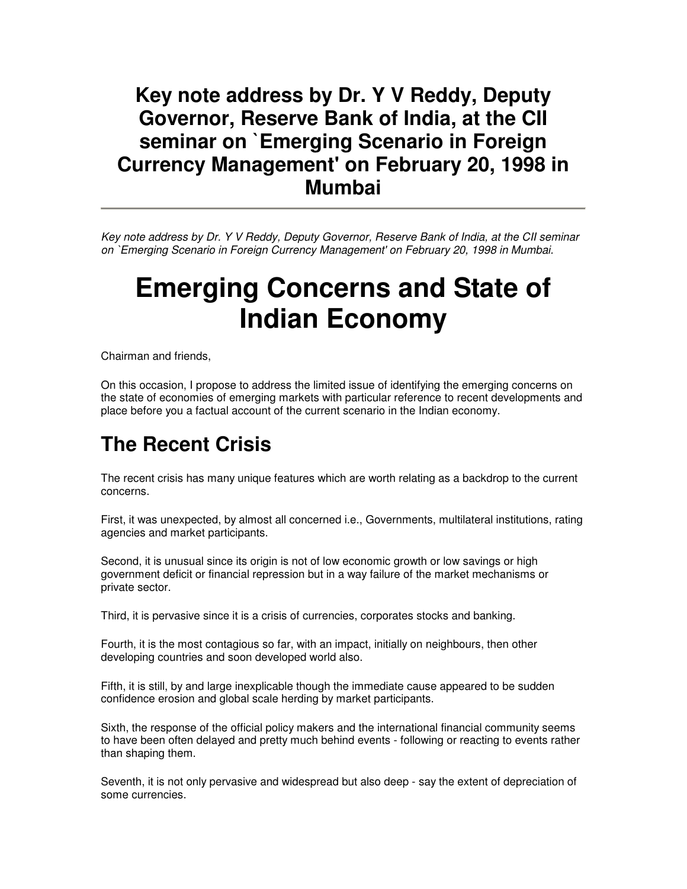# Key note address by Dr. Y V Reddy, Deputy Governor, Reserve Bank of India, at the CII seminar on `Emerging Scenario in Foreign Currency Management' on February 20, 1998 in Mumbai

*Key note address by Dr. Y V Reddy, Deputy Governor, Reserve Bank of India, at the CII seminar on `Emerging Scenario in Foreign Currency Management' on February 20, 1998 in Mumbai.*

# Emerging Concerns and State of Indian Economy

Chairman and friends,

On this occasion, I propose to address the limited issue of identifying the emerging concerns on the state of economies of emerging markets with particular reference to recent developments and place before you a factual account of the current scenario in the Indian economy.

## The Recent Crisis

The recent crisis has many unique features which are worth relating as a backdrop to the current concerns.

First, it was unexpected, by almost all concerned i.e., Governments, multilateral institutions, rating agencies and market participants.

Second, it is unusual since its origin is not of low economic growth or low savings or high government deficit or financial repression but in a way failure of the market mechanisms or private sector.

Third, it is pervasive since it is a crisis of currencies, corporates stocks and banking.

Fourth, it is the most contagious so far, with an impact, initially on neighbours, then other developing countries and soon developed world also.

Fifth, it is still, by and large inexplicable though the immediate cause appeared to be sudden confidence erosion and global scale herding by market participants.

Sixth, the response of the official policy makers and the international financial community seems to have been often delayed and pretty much behind events - following or reacting to events rather than shaping them.

Seventh, it is not only pervasive and widespread but also deep - say the extent of depreciation of some currencies.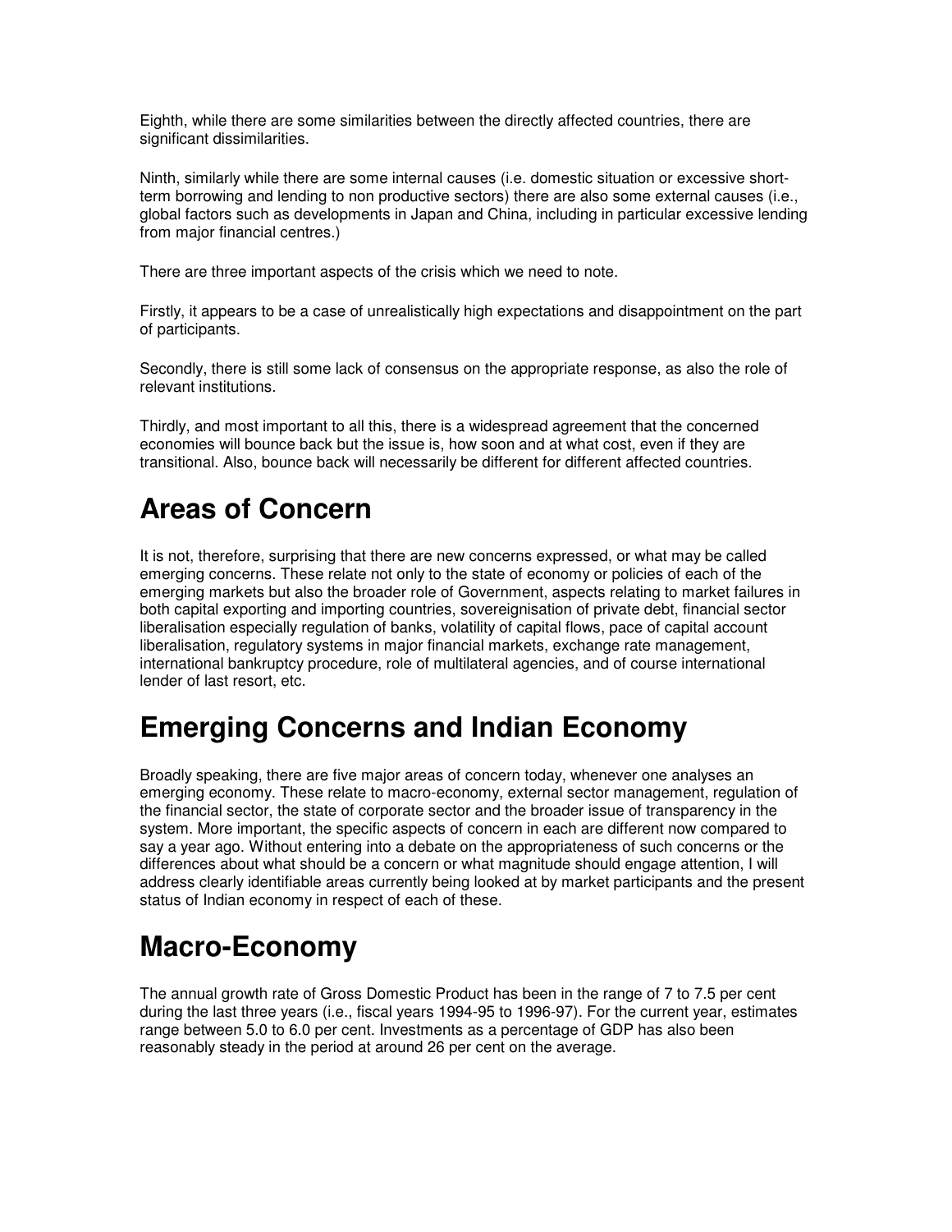Eighth, while there are some similarities between the directly affected countries, there are significant dissimilarities.

Ninth, similarly while there are some internal causes (i.e. domestic situation or excessive short-term borrowing and lending to non productive sectors) there are also some external causes (i.e., global factors such as developments in Japan and China, including in particular excessive lending from major financial centres.)

There are three important aspects of the crisis which we need to note.

Firstly, it appears to be a case of unrealistically high expectations and disappointment on the part of participants.

Secondly, there is still some lack of consensus on the appropriate response, as also the role of relevant institutions.

Thirdly, and most important to all this, there is a widespread agreement that the concerned economies will bounce back but the issue is, how soon and at what cost, even if they are transitional. Also, bounce back will necessarily be different for different affected countries.

# Areas of Concern

It is not, therefore, surprising that there are new concerns expressed, or what may be called emerging concerns. These relate not only to the state of economy or policies of each of the emerging markets but also the broader role of Government, aspects relating to market failures in both capital exporting and importing countries, sovereignisation of private debt, financial sector liberalisation especially regulation of banks, volatility of capital flows, pace of capital account liberalisation, regulatory systems in major financial markets, exchange rate management, international bankruptcy procedure, role of multilateral agencies, and of course international lender of last resort, etc.

# Emerging Concerns and Indian Economy

Broadly speaking, there are five major areas of concern today, whenever one analyses an emerging economy. These relate to macro-economy, external sector management, regulation of the financial sector, the state of corporate sector and the broader issue of transparency in the system. More important, the specific aspects of concern in each are different now compared to say a year ago. Without entering into a debate on the appropriateness of such concerns or the differences about what should be a concern or what magnitude should engage attention, I will address clearly identifiable areas currently being looked at by market participants and the present status of Indian economy in respect of each of these.

# Macro-Economy

The annual growth rate of Gross Domestic Product has been in the range of 7 to 7.5 per cent during the last three years (i.e., fiscal years 1994-95 to 1996-97). For the current year, estimates range between 5.0 to 6.0 per cent. Investments as a percentage of GDP has also been reasonably steady in the period at around 26 per cent on the average.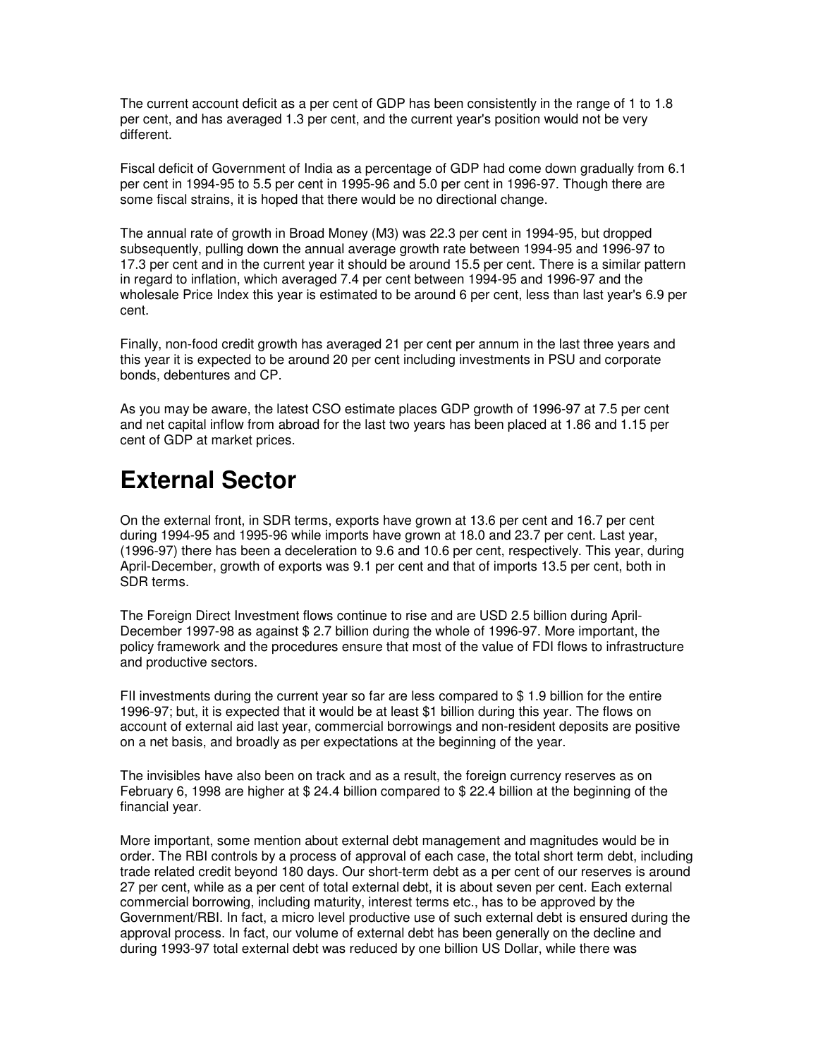The current account deficit as a per cent of GDP has been consistently in the range of 1 to 1.8 per cent, and has averaged 1.3 per cent, and the current year's position would not be very different.

Fiscal deficit of Government of India as a percentage of GDP had come down gradually from 6.1 per cent in 1994-95 to 5.5 per cent in 1995-96 and 5.0 per cent in 1996-97. Though there are some fiscal strains, it is hoped that there would be no directional change.

The annual rate of growth in Broad Money (M3) was 22.3 per cent in 1994-95, but dropped subsequently, pulling down the annual average growth rate between 1994-95 and 1996-97 to 17.3 per cent and in the current year it should be around 15.5 per cent. There is a similar pattern in regard to inflation, which averaged 7.4 per cent between 1994-95 and 1996-97 and the wholesale Price Index this year is estimated to be around 6 per cent, less than last year's 6.9 per cent.

Finally, non-food credit growth has averaged 21 per cent per annum in the last three years and this year it is expected to be around 20 per cent including investments in PSU and corporate bonds, debentures and CP.

As you may be aware, the latest CSO estimate places GDP growth of 1996-97 at 7.5 per cent and net capital inflow from abroad for the last two years has been placed at 1.86 and 1.15 per cent of GDP at market prices.

# External Sector

On the external front, in SDR terms, exports have grown at 13.6 per cent and 16.7 per cent during 1994-95 and 1995-96 while imports have grown at 18.0 and 23.7 per cent. Last year, (1996-97) there has been a deceleration to 9.6 and 10.6 per cent, respectively. This year, during April-December, growth of exports was 9.1 per cent and that of imports 13.5 per cent, both in SDR terms.

The Foreign Direct Investment flows continue to rise and are USD 2.5 billion during April-December 1997-98 as against $ 2.7 billion during the whole of 1996-97. More important, the policy framework and the procedures ensure that most of the value of FDI flows to infrastructure and productive sectors.

FII investments during the current year so far are less compared to $ 1.9 billion for the entire 1996-97; but, it is expected that it would be at least $1 billion during this year. The flows on account of external aid last year, commercial borrowings and non-resident deposits are positive on a net basis, and broadly as per expectations at the beginning of the year.

The invisibles have also been on track and as a result, the foreign currency reserves as on February 6, 1998 are higher at $ 24.4 billion compared to $ 22.4 billion at the beginning of the financial year.

More important, some mention about external debt management and magnitudes would be in order. The RBI controls by a process of approval of each case, the total short term debt, including trade related credit beyond 180 days. Our short-term debt as a per cent of our reserves is around 27 per cent, while as a per cent of total external debt, it is about seven per cent. Each external commercial borrowing, including maturity, interest terms etc., has to be approved by the Government/RBI. In fact, a micro level productive use of such external debt is ensured during the approval process. In fact, our volume of external debt has been generally on the decline and during 1993-97 total external debt was reduced by one billion US Dollar, while there was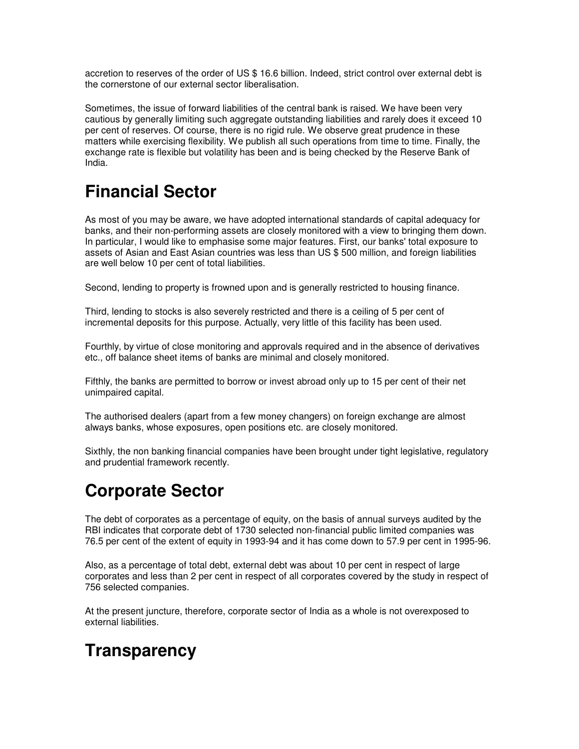accretion to reserves of the order of US $ 16.6 billion. Indeed, strict control over external debt is the cornerstone of our external sector liberalisation.

Sometimes, the issue of forward liabilities of the central bank is raised. We have been very cautious by generally limiting such aggregate outstanding liabilities and rarely does it exceed 10 per cent of reserves. Of course, there is no rigid rule. We observe great prudence in these matters while exercising flexibility. We publish all such operations from time to time. Finally, the exchange rate is flexible but volatility has been and is being checked by the Reserve Bank of India.

# Financial Sector

As most of you may be aware, we have adopted international standards of capital adequacy for banks, and their non-performing assets are closely monitored with a view to bringing them down. In particular, I would like to emphasise some major features. First, our banks' total exposure to assets of Asian and East Asian countries was less than US $ 500 million, and foreign liabilities are well below 10 per cent of total liabilities.

Second, lending to property is frowned upon and is generally restricted to housing finance.

Third, lending to stocks is also severely restricted and there is a ceiling of 5 per cent of incremental deposits for this purpose. Actually, very little of this facility has been used.

Fourthly, by virtue of close monitoring and approvals required and in the absence of derivatives etc., off balance sheet items of banks are minimal and closely monitored.

Fifthly, the banks are permitted to borrow or invest abroad only up to 15 per cent of their net unimpaired capital.

The authorised dealers (apart from a few money changers) on foreign exchange are almost always banks, whose exposures, open positions etc. are closely monitored.

Sixthly, the non banking financial companies have been brought under tight legislative, regulatory and prudential framework recently.

# Corporate Sector

The debt of corporates as a percentage of equity, on the basis of annual surveys audited by the RBI indicates that corporate debt of 1730 selected non-financial public limited companies was 76.5 per cent of the extent of equity in 1993-94 and it has come down to 57.9 per cent in 1995-96.

Also, as a percentage of total debt, external debt was about 10 per cent in respect of large corporates and less than 2 per cent in respect of all corporates covered by the study in respect of 756 selected companies.

At the present juncture, therefore, corporate sector of India as a whole is not overexposed to external liabilities.

# Transparency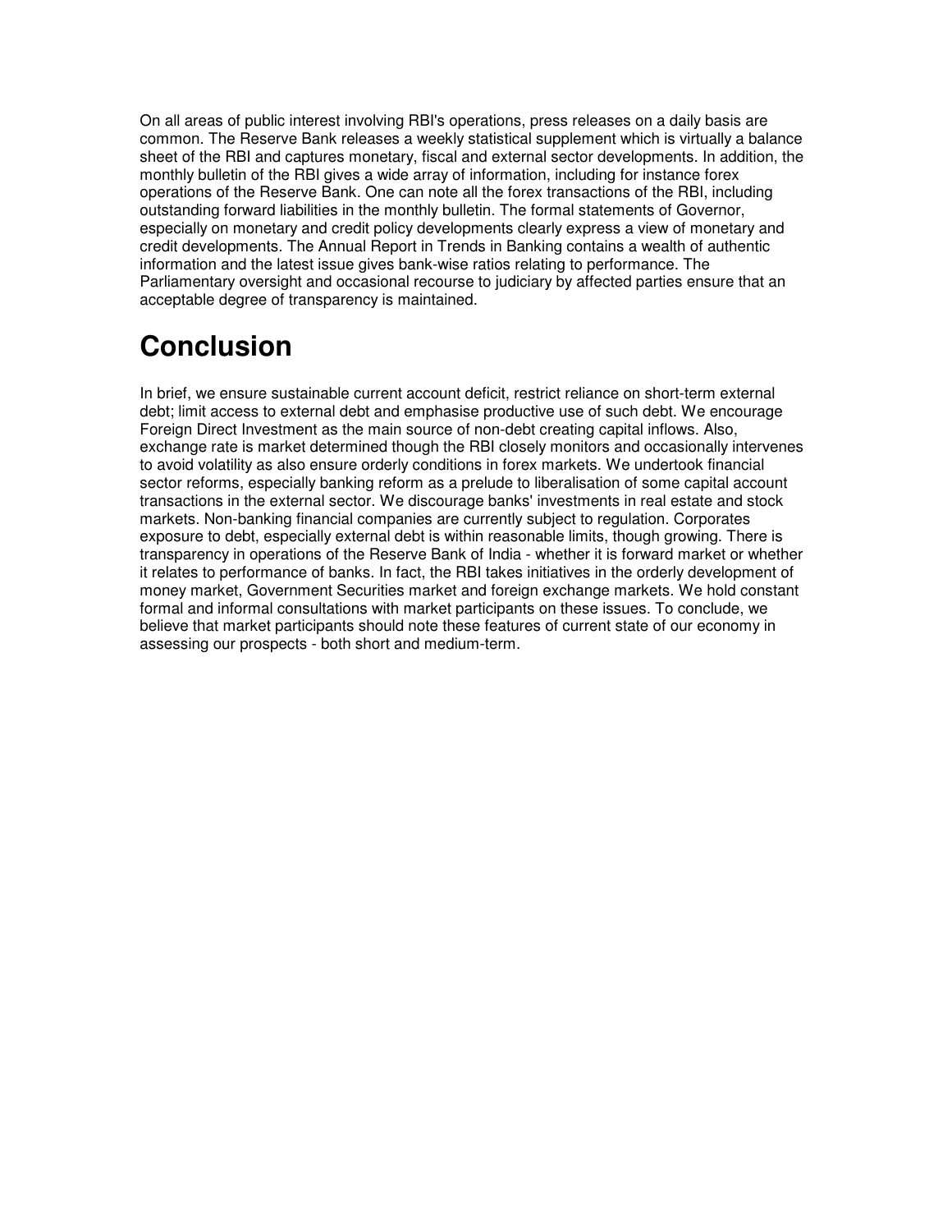On all areas of public interest involving RBI's operations, press releases on a daily basis are common. The Reserve Bank releases a weekly statistical supplement which is virtually a balance sheet of the RBI and captures monetary, fiscal and external sector developments. In addition, the monthly bulletin of the RBI gives a wide array of information, including for instance forex operations of the Reserve Bank. One can note all the forex transactions of the RBI, including outstanding forward liabilities in the monthly bulletin. The formal statements of Governor, especially on monetary and credit policy developments clearly express a view of monetary and credit developments. The Annual Report in Trends in Banking contains a wealth of authentic information and the latest issue gives bank-wise ratios relating to performance. The Parliamentary oversight and occasional recourse to judiciary by affected parties ensure that an acceptable degree of transparency is maintained.

# Conclusion

In brief, we ensure sustainable current account deficit, restrict reliance on short-term external debt; limit access to external debt and emphasise productive use of such debt. We encourage Foreign Direct Investment as the main source of non-debt creating capital inflows. Also, exchange rate is market determined though the RBI closely monitors and occasionally intervenes to avoid volatility as also ensure orderly conditions in forex markets. We undertook financial sector reforms, especially banking reform as a prelude to liberalisation of some capital account transactions in the external sector. We discourage banks' investments in real estate and stock markets. Non-banking financial companies are currently subject to regulation. Corporates exposure to debt, especially external debt is within reasonable limits, though growing. There is transparency in operations of the Reserve Bank of India - whether it is forward market or whether it relates to performance of banks. In fact, the RBI takes initiatives in the orderly development of money market, Government Securities market and foreign exchange markets. We hold constant formal and informal consultations with market participants on these issues. To conclude, we believe that market participants should note these features of current state of our economy in assessing our prospects - both short and medium-term.